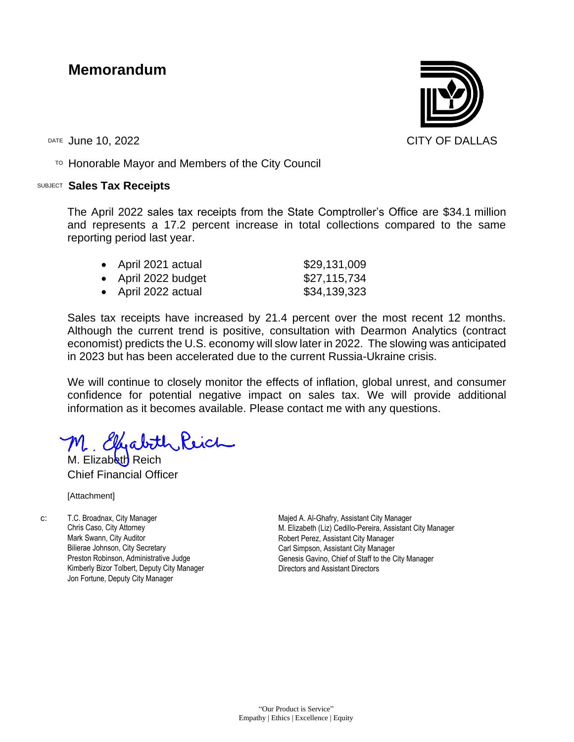# Memorandum

CITY OF DALLAS

DATE June 10, 2022

TO Honorable Mayor and Members of the City Council

SUBJECT **Sales Tax Receipts**

The April 2022 sales tax receipts from the State Comptroller's Office are $34.1 million and represents a 17.2 percent increase in total collections compared to the same reporting period last year.

- April 2021 actual $29,131,009
- April 2022 budget $27,115,734
- April 2022 actual $34,139,323

Sales tax receipts have increased by 21.4 percent over the most recent 12 months. Although the current trend is positive, consultation with Dearmon Analytics (contract economist) predicts the U.S. economy will slow later in 2022. The slowing was anticipated in 2023 but has been accelerated due to the current Russia-Ukraine crisis.

We will continue to closely monitor the effects of inflation, global unrest, and consumer confidence for potential negative impact on sales tax. We will provide additional information as it becomes available. Please contact me with any questions.

M. Elizabeth Reich
Chief Financial Officer

[Attachment]

c: T.C. Broadnax, City Manager
Chris Caso, City Attorney
Mark Swann, City Auditor
Bilierae Johnson, City Secretary
Preston Robinson, Administrative Judge
Kimberly Bizor Tolbert, Deputy City Manager
Jon Fortune, Deputy City Manager
Majed A. Al-Ghafry, Assistant City Manager
M. Elizabeth (Liz) Cedillo-Pereira, Assistant City Manager
Robert Perez, Assistant City Manager
Carl Simpson, Assistant City Manager
Genesis Gavino, Chief of Staff to the City Manager
Directors and Assistant Directors

"Our Product is Service"
Empathy | Ethics | Excellence | Equity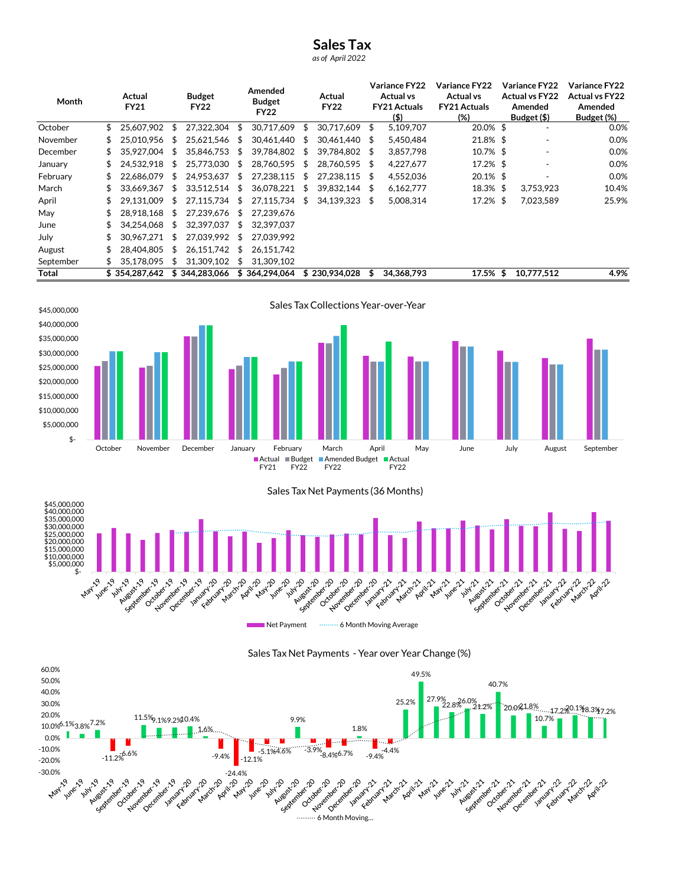# Sales Tax

*as of April 2022*

| Month | Actual FY21 | Budget FY22 | Amended Budget FY22 | Actual FY22 | Variance FY22 Actual vs FY21 Actuals ($) | Variance FY22 Actual vs FY21 Actuals (%) | Variance FY22 Actual vs FY22 Amended Budget ($) | Variance FY22 Actual vs FY22 Amended Budget (%) |
|---|---|---|---|---|---|---|---|---|
| October | $ 25,607,902 | $ 27,322,304 | $ 30,717,609 | $ 30,717,609 | $ 5,109,707 | 20.0% | $ - | 0.0% |
| November | $ 25,010,956 | $ 25,621,546 | $ 30,461,440 | $ 30,461,440 | $ 5,450,484 | 21.8% | $ - | 0.0% |
| December | $ 35,927,004 | $ 35,846,753 | $ 39,784,802 | $ 39,784,802 | $ 3,857,798 | 10.7% | $ - | 0.0% |
| January | $ 24,532,918 | $ 25,773,030 | $ 28,760,595 | $ 28,760,595 | $ 4,227,677 | 17.2% | $ - | 0.0% |
| February | $ 22,686,079 | $ 24,953,637 | $ 27,238,115 | $ 27,238,115 | $ 4,552,036 | 20.1% | $ - | 0.0% |
| March | $ 33,669,367 | $ 33,512,514 | $ 36,078,221 | $ 39,832,144 | $ 6,162,777 | 18.3% | $ 3,753,923 | 10.4% |
| April | $ 29,131,009 | $ 27,115,734 | $ 27,115,734 | $ 34,139,323 | $ 5,008,314 | 17.2% | $ 7,023,589 | 25.9% |
| May | $ 28,918,168 | $ 27,239,676 | $ 27,239,676 | | | | | |
| June | $ 34,254,068 | $ 32,397,037 | $ 32,397,037 | | | | | |
| July | $ 30,967,271 | $ 27,039,992 | $ 27,039,992 | | | | | |
| August | $ 28,404,805 | $ 26,151,742 | $ 26,151,742 | | | | | |
| September | $ 35,178,095 | $ 31,309,102 | $ 31,309,102 | | | | | |
| **Total** | **$ 354,287,642** | **$ 344,283,066** | **$ 364,294,064** | **$ 230,934,028** | **$ 34,368,793** | **17.5%** | **$ 10,777,512** | **4.9%** |

Sales Tax Collections Year-over-Year

$45,000,000
$40,000,000
$35,000,000
$30,000,000
$25,000,000
$20,000,000
$15,000,000
$10,000,000
$5,000,000
$-

October November December January February March April May June July August September

Actual FY21 | Budget FY22 | Amended Budget FY22 | Actual FY22

Sales Tax Net Payments (36 Months)

$45,000,000
$40,000,000
$35,000,000
$30,000,000
$25,000,000
$20,000,000
$15,000,000
$10,000,000
$5,000,000
$-

May-19 June-19 July-19 August-19 September-19 October-19 November-19 December-19 January-20 February-20 March-20 April-20 May-20 June-20 July-20 August-20 September-20 October-20 November-20 December-20 January-21 February-21 March-21 April-21 May-21 June-21 July-21 August-21 September-21 October-21 November-21 December-21 January-22 February-22 March-22 April-22

Net Payment | 6 Month Moving Average

Sales Tax Net Payments - Year over Year Change (%)

60.0%
50.0%
40.0%
30.0%
20.0%
10.0%
0.0%
-10.0%
-20.0%
-30.0%

6.1% 3.8% 7.2% -11.2% -6.6% 11.5% 9.1% 9.2% 10.4% 1.6% -9.4% -24.4% -12.1% -5.1% -4.6% 9.9% -3.9% -8.4% -6.7% 1.8% -9.4% -4.4% 25.2% 49.5% 27.9% 22.8% 26.0% 21.2% 40.7% 20.0% 21.8% 10.7% 17.2% 20.1% 18.3% 17.2%

May-19 June-19 July-19 August-19 September-19 October-19 November-19 December-19 January-20 February-20 March-20 April-20 May-20 June-20 July-20 August-20 September-20 October-20 November-20 December-20 January-21 February-21 March-21 April-21 May-21 June-21 July-21 August-21 September-21 October-21 November-21 December-21 January-22 February-22 March-22 April-22

6 Month Moving...